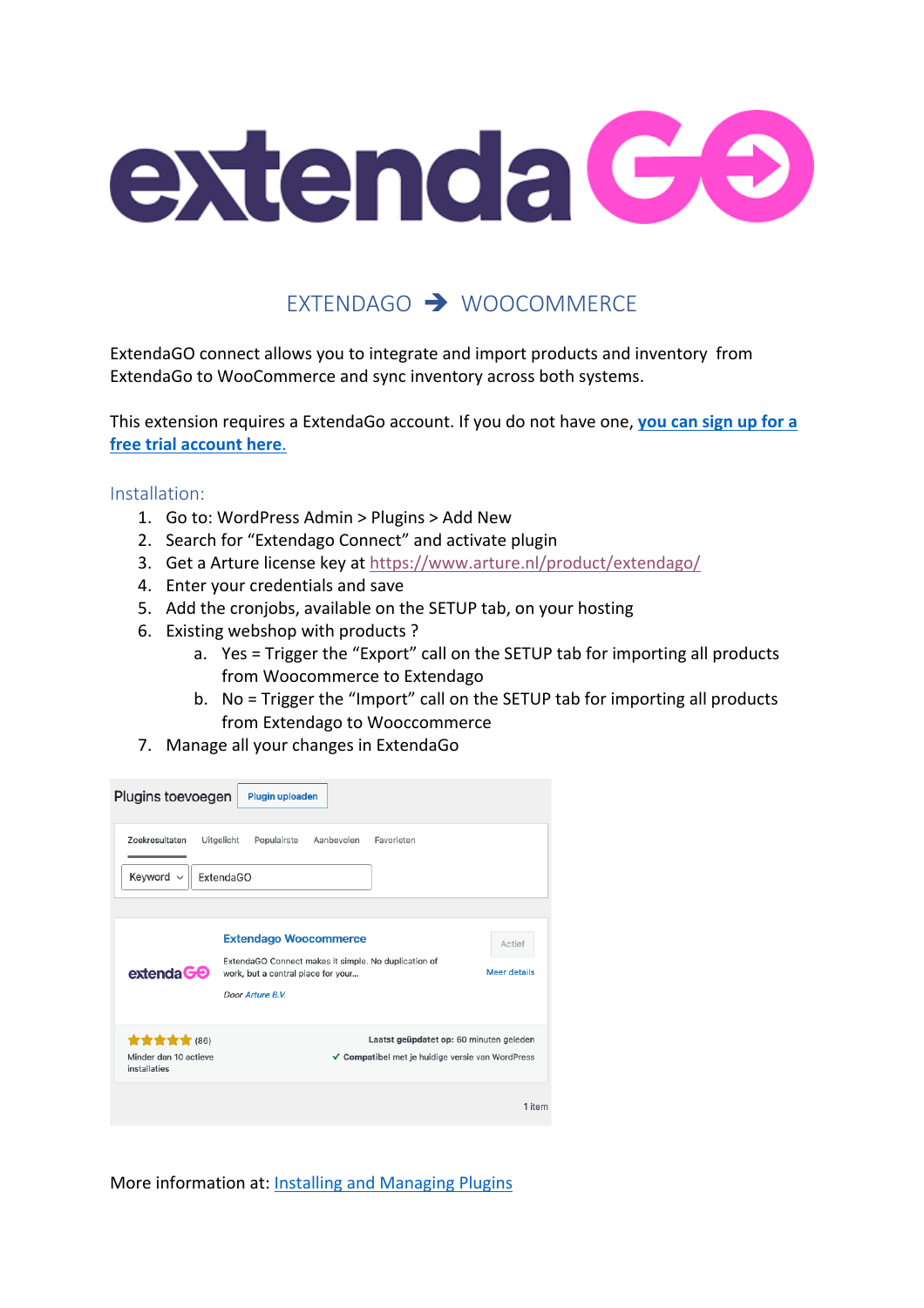# EXTENDAGO ➔ WOOCOMMERCE

ExtendaGO connect allows you to integrate and import products and inventory from ExtendaGo to WooCommerce and sync inventory across both systems.

This extension requires a ExtendaGo account. If you do not have one, **you can sign up for a free trial account here.**

## Installation:

1. Go to: WordPress Admin > Plugins > Add New
2. Search for "Extendago Connect" and activate plugin
3. Get a Arture license key at https://www.arture.nl/product/extendago/
4. Enter your credentials and save
5. Add the cronjobs, available on the SETUP tab, on your hosting
6. Existing webshop with products ?
   a. Yes = Trigger the "Export" call on the SETUP tab for importing all products from Woocommerce to Extendago
   b. No = Trigger the "Import" call on the SETUP tab for importing all products from Extendago to Wooccommerce
7. Manage all your changes in ExtendaGo

Plugins toevoegen | Plugin uploaden

Zoekresultaten | Uitgelicht | Populairste | Aanbevolen | Favorieten

Keyword | ExtendaGO

**Extendago Woocommerce** | Actief

ExtendaGO Connect makes it simple. No duplication of work, but a central place for your...

*Door Arture B.V.*

Meer details

★★★★★ (86)

Minder dan 10 actieve installaties

**Laatst geüpdatet op:** 60 minuten geleden

✓ **Compatibel** met je huidige versie van WordPress

1 item

More information at: Installing and Managing Plugins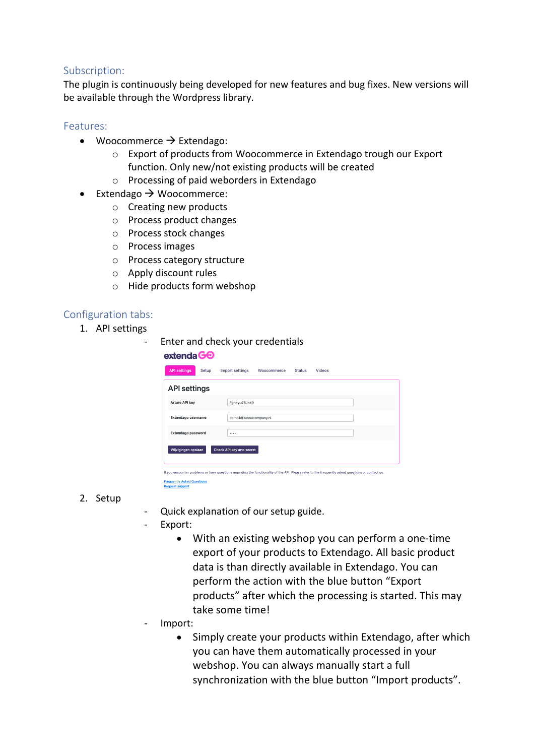## Subscription:

The plugin is continuously being developed for new features and bug fixes. New versions will be available through the Wordpress library.

## Features:

- Woocommerce → Extendago:
  - Export of products from Woocommerce in Extendago trough our Export function. Only new/not existing products will be created
  - Processing of paid weborders in Extendago
- Extendago → Woocommerce:
  - Creating new products
  - Process product changes
  - Process stock changes
  - Process images
  - Process category structure
  - Apply discount rules
  - Hide products form webshop

## Configuration tabs:

1. API settings
   - Enter and check your credentials

extendaGO

API settings | Setup | Import settings | Woocommerce | Status | Videos

**API settings**

| | |
|---|---|
| Arture API key | Fgheyu78Jnk9 |
| Extendago username | demo1@kassacompany.nl |
| Extendago password | •••• |

Wijzigingen opslaan | Check API key and secret

If you encounter problems or have questions regarding the functionality of the API. Please refer to the frequently asked questions or contact us.

Frequently Asked Questions
Request support

2. Setup
   - Quick explanation of our setup guide.
   - Export:
     - With an existing webshop you can perform a one-time export of your products to Extendago. All basic product data is than directly available in Extendago. You can perform the action with the blue button "Export products" after which the processing is started. This may take some time!
   - Import:
     - Simply create your products within Extendago, after which you can have them automatically processed in your webshop. You can always manually start a full synchronization with the blue button "Import products".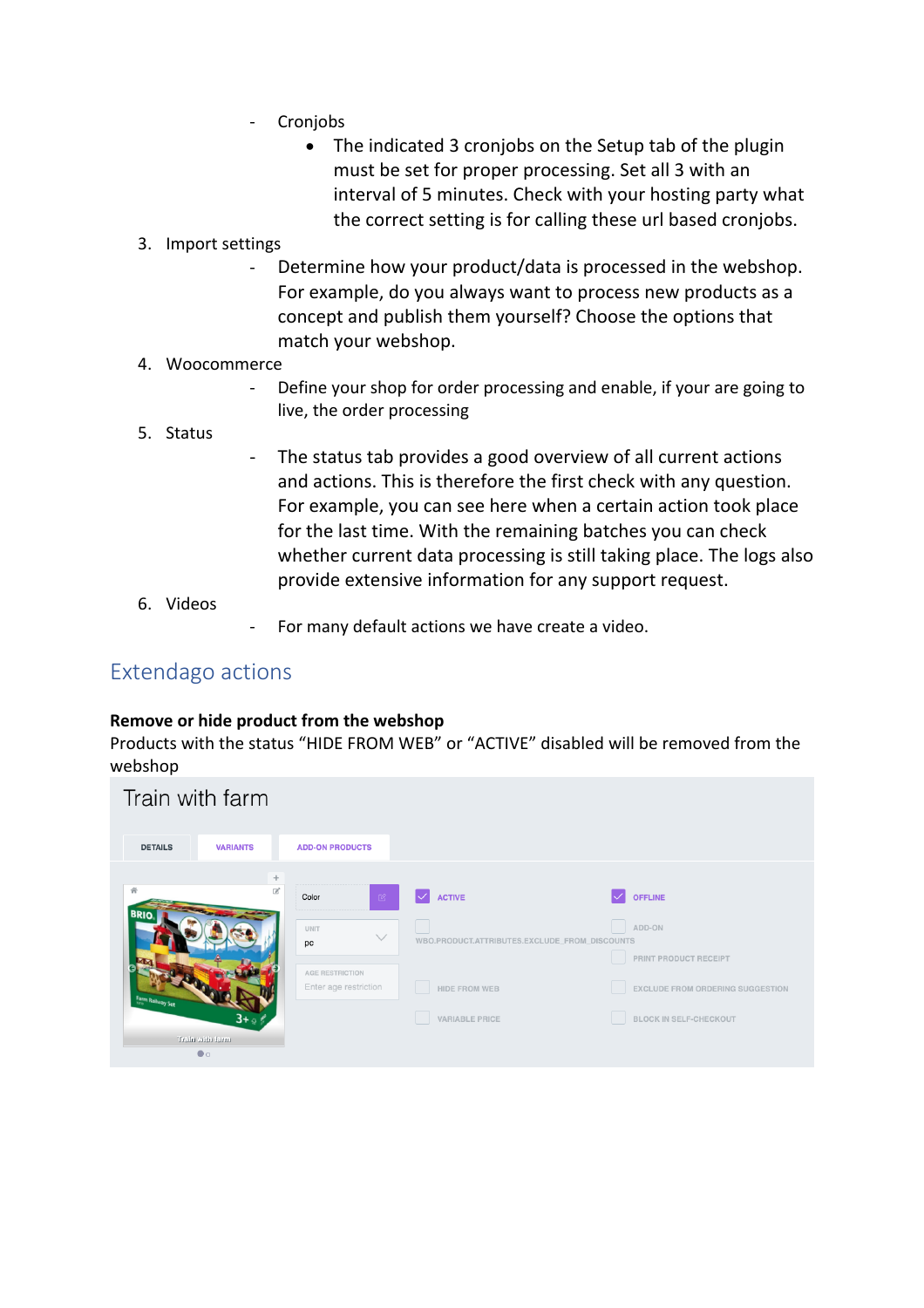- Cronjobs
  - The indicated 3 cronjobs on the Setup tab of the plugin must be set for proper processing. Set all 3 with an interval of 5 minutes. Check with your hosting party what the correct setting is for calling these url based cronjobs.

3. Import settings
   - Determine how your product/data is processed in the webshop. For example, do you always want to process new products as a concept and publish them yourself? Choose the options that match your webshop.
4. Woocommerce
   - Define your shop for order processing and enable, if your are going to live, the order processing
5. Status
   - The status tab provides a good overview of all current actions and actions. This is therefore the first check with any question. For example, you can see here when a certain action took place for the last time. With the remaining batches you can check whether current data processing is still taking place. The logs also provide extensive information for any support request.
6. Videos
   - For many default actions we have create a video.

## Extendago actions

**Remove or hide product from the webshop**

Products with the status “HIDE FROM WEB” or “ACTIVE” disabled will be removed from the webshop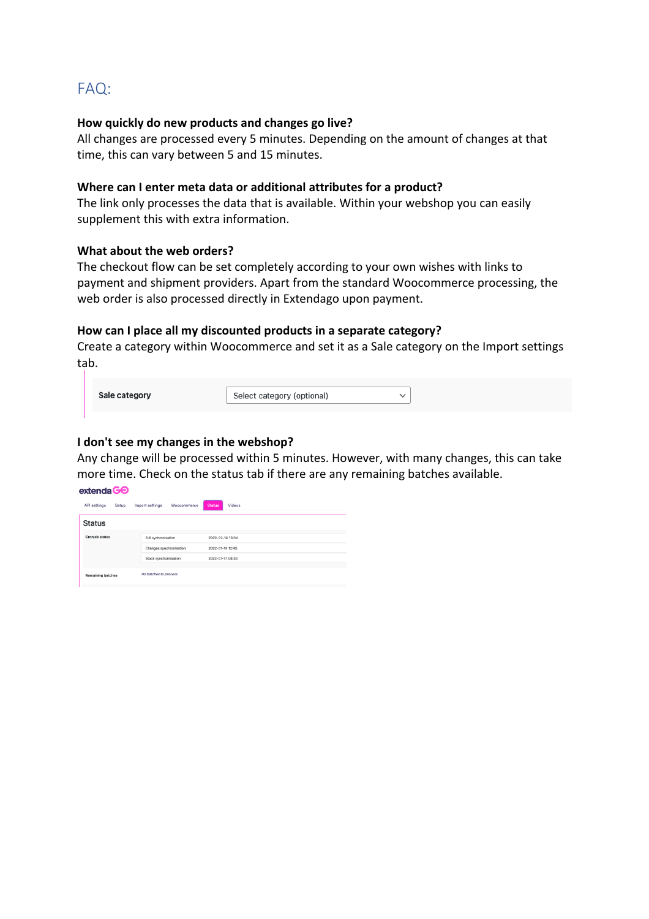# FAQ:

**How quickly do new products and changes go live?**
All changes are processed every 5 minutes. Depending on the amount of changes at that time, this can vary between 5 and 15 minutes.

**Where can I enter meta data or additional attributes for a product?**
The link only processes the data that is available. Within your webshop you can easily supplement this with extra information.

**What about the web orders?**
The checkout flow can be set completely according to your own wishes with links to payment and shipment providers. Apart from the standard Woocommerce processing, the web order is also processed directly in Extendago upon payment.

**How can I place all my discounted products in a separate category?**
Create a category within Woocommerce and set it as a Sale category on the Import settings tab.

| | |
|---|---|
| Sale category | Select category (optional) |

**I don't see my changes in the webshop?**
Any change will be processed within 5 minutes. However, with many changes, this can take more time. Check on the status tab if there are any remaining batches available.

extendaGO

API settings Setup Import settings Woocommerce Status Videos

Status

| | | |
|---|---|---|
| Cronjob status | Full sychronisation | 2022-02-14 13:04 |
| | Changes synchronisation | 2022-01-19 12:45 |
| | Stock synchronisation | 2022-01-17 08:30 |
| Remaining batches | *No batches to process* | |